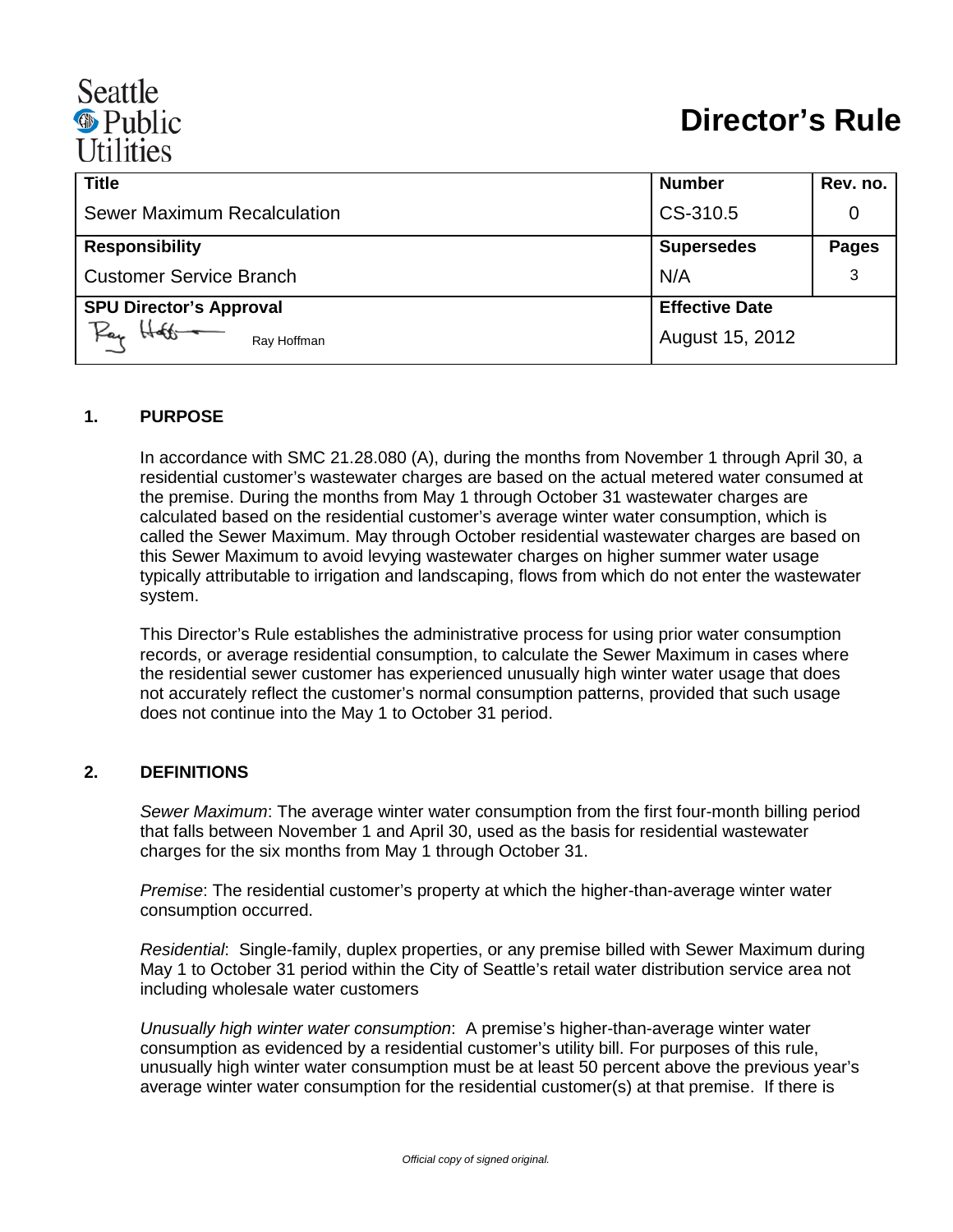Seattle Public Utilities

# Director's Rule

| Title | Number | Rev. no. |
| --- | --- | --- |
| Sewer Maximum Recalculation | CS-310.5 | 0 |
| **Responsibility** | **Supersedes** | **Pages** |
| Customer Service Branch | N/A | 3 |
| **SPU Director's Approval** | **Effective Date** | |
| Ray Hoffman | August 15, 2012 | |

## 1. PURPOSE

In accordance with SMC 21.28.080 (A), during the months from November 1 through April 30, a residential customer's wastewater charges are based on the actual metered water consumed at the premise. During the months from May 1 through October 31 wastewater charges are calculated based on the residential customer's average winter water consumption, which is called the Sewer Maximum. May through October residential wastewater charges are based on this Sewer Maximum to avoid levying wastewater charges on higher summer water usage typically attributable to irrigation and landscaping, flows from which do not enter the wastewater system.

This Director's Rule establishes the administrative process for using prior water consumption records, or average residential consumption, to calculate the Sewer Maximum in cases where the residential sewer customer has experienced unusually high winter water usage that does not accurately reflect the customer's normal consumption patterns, provided that such usage does not continue into the May 1 to October 31 period.

## 2. DEFINITIONS

*Sewer Maximum*: The average winter water consumption from the first four-month billing period that falls between November 1 and April 30, used as the basis for residential wastewater charges for the six months from May 1 through October 31.

*Premise*: The residential customer's property at which the higher-than-average winter water consumption occurred.

*Residential*: Single-family, duplex properties, or any premise billed with Sewer Maximum during May 1 to October 31 period within the City of Seattle's retail water distribution service area not including wholesale water customers

*Unusually high winter water consumption*: A premise's higher-than-average winter water consumption as evidenced by a residential customer's utility bill. For purposes of this rule, unusually high winter water consumption must be at least 50 percent above the previous year's average winter water consumption for the residential customer(s) at that premise. If there is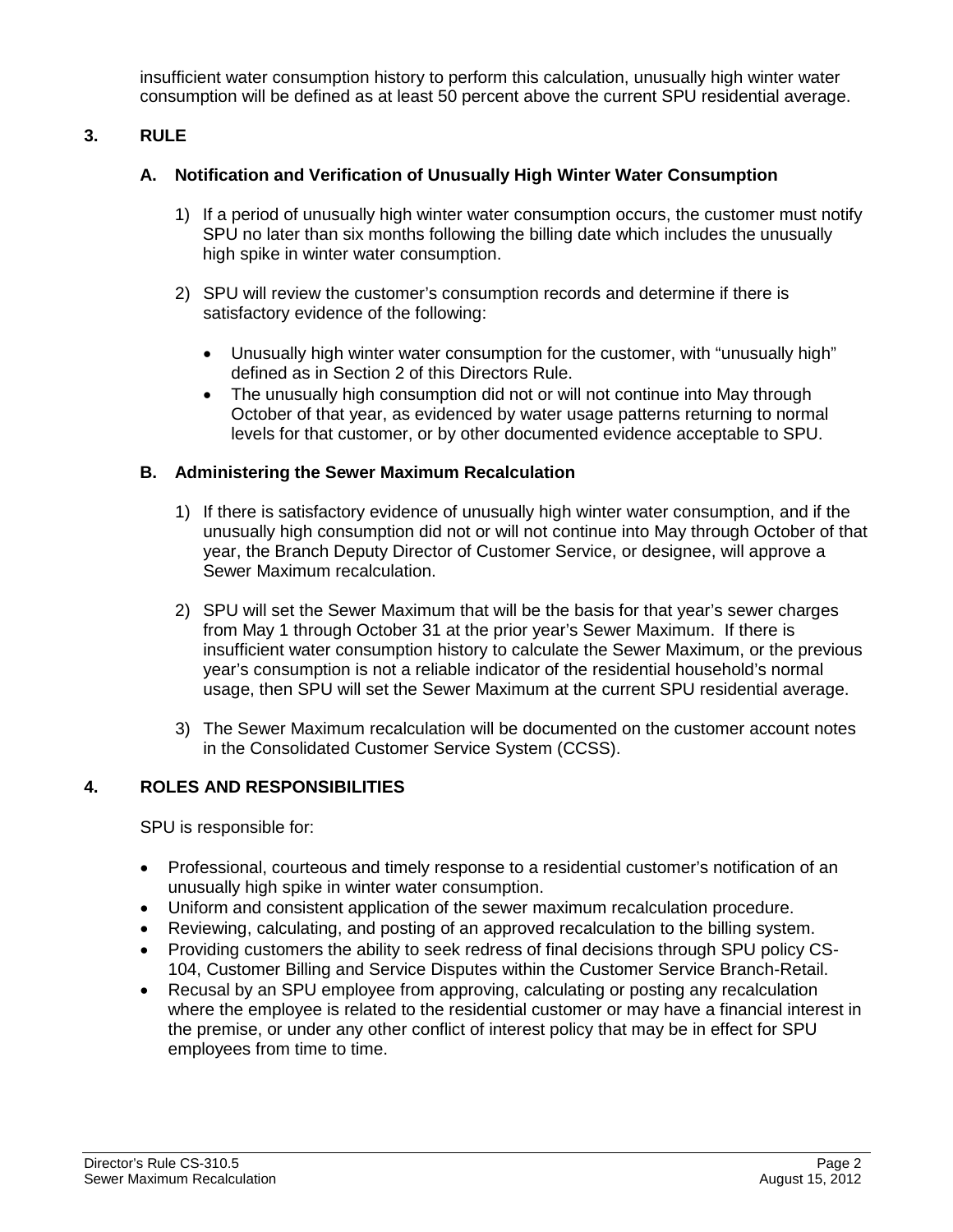insufficient water consumption history to perform this calculation, unusually high winter water consumption will be defined as at least 50 percent above the current SPU residential average.

## 3. RULE

### A. Notification and Verification of Unusually High Winter Water Consumption

1) If a period of unusually high winter water consumption occurs, the customer must notify SPU no later than six months following the billing date which includes the unusually high spike in winter water consumption.

2) SPU will review the customer's consumption records and determine if there is satisfactory evidence of the following:

   - Unusually high winter water consumption for the customer, with "unusually high" defined as in Section 2 of this Directors Rule.
   - The unusually high consumption did not or will not continue into May through October of that year, as evidenced by water usage patterns returning to normal levels for that customer, or by other documented evidence acceptable to SPU.

### B. Administering the Sewer Maximum Recalculation

1) If there is satisfactory evidence of unusually high winter water consumption, and if the unusually high consumption did not or will not continue into May through October of that year, the Branch Deputy Director of Customer Service, or designee, will approve a Sewer Maximum recalculation.

2) SPU will set the Sewer Maximum that will be the basis for that year's sewer charges from May 1 through October 31 at the prior year's Sewer Maximum. If there is insufficient water consumption history to calculate the Sewer Maximum, or the previous year's consumption is not a reliable indicator of the residential household's normal usage, then SPU will set the Sewer Maximum at the current SPU residential average.

3) The Sewer Maximum recalculation will be documented on the customer account notes in the Consolidated Customer Service System (CCSS).

## 4. ROLES AND RESPONSIBILITIES

SPU is responsible for:

- Professional, courteous and timely response to a residential customer's notification of an unusually high spike in winter water consumption.
- Uniform and consistent application of the sewer maximum recalculation procedure.
- Reviewing, calculating, and posting of an approved recalculation to the billing system.
- Providing customers the ability to seek redress of final decisions through SPU policy CS-104, Customer Billing and Service Disputes within the Customer Service Branch-Retail.
- Recusal by an SPU employee from approving, calculating or posting any recalculation where the employee is related to the residential customer or may have a financial interest in the premise, or under any other conflict of interest policy that may be in effect for SPU employees from time to time.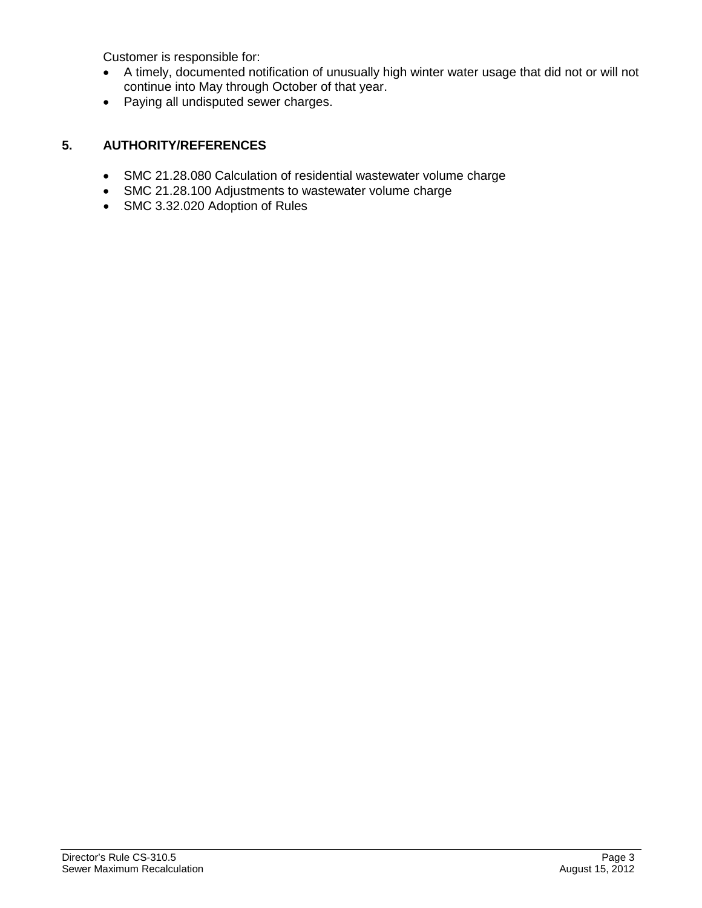Customer is responsible for:

- A timely, documented notification of unusually high winter water usage that did not or will not continue into May through October of that year.
- Paying all undisputed sewer charges.

## 5. AUTHORITY/REFERENCES

- SMC 21.28.080 Calculation of residential wastewater volume charge
- SMC 21.28.100 Adjustments to wastewater volume charge
- SMC 3.32.020 Adoption of Rules